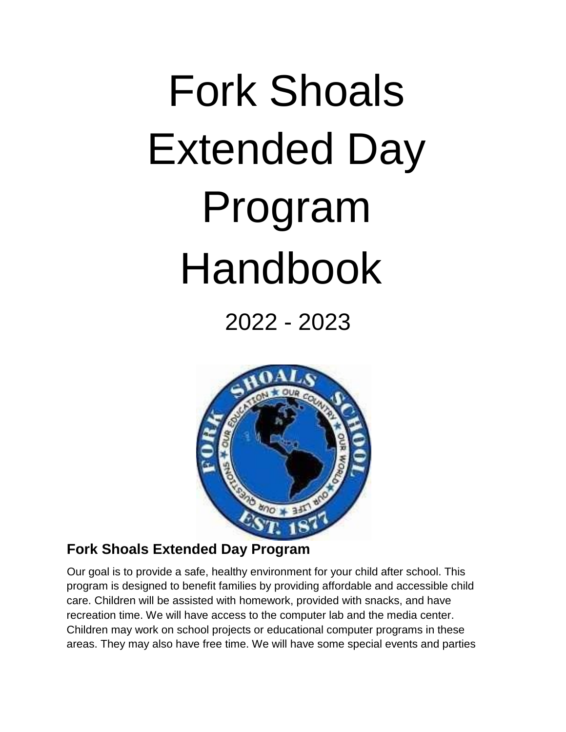# Fork Shoals Extended Day Program Handbook

2022 - 2023

## Fork Shoals Extended Day Program

Our goal is to provide a safe, healthy environment for your child after school. This program is designed to benefit families by providing affordable and accessible child care. Children will be assisted with homework, provided with snacks, and have recreation time. We will have access to the computer lab and the media center. Children may work on school projects or educational computer programs in these areas. They may also have free time. We will have some special events and parties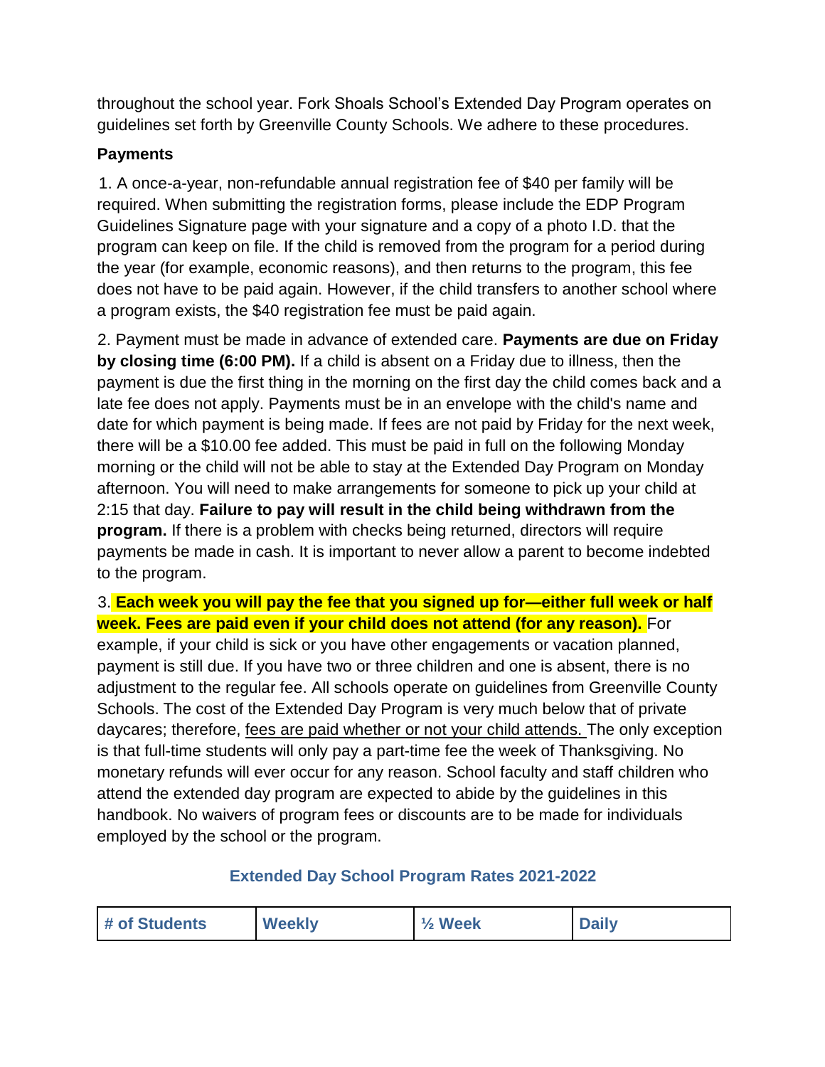throughout the school year. Fork Shoals School's Extended Day Program operates on guidelines set forth by Greenville County Schools. We adhere to these procedures.

**Payments**

1. A once-a-year, non-refundable annual registration fee of $40 per family will be required. When submitting the registration forms, please include the EDP Program Guidelines Signature page with your signature and a copy of a photo I.D. that the program can keep on file. If the child is removed from the program for a period during the year (for example, economic reasons), and then returns to the program, this fee does not have to be paid again. However, if the child transfers to another school where a program exists, the $40 registration fee must be paid again.

2. Payment must be made in advance of extended care. **Payments are due on Friday by closing time (6:00 PM).** If a child is absent on a Friday due to illness, then the payment is due the first thing in the morning on the first day the child comes back and a late fee does not apply. Payments must be in an envelope with the child's name and date for which payment is being made. If fees are not paid by Friday for the next week, there will be a $10.00 fee added. This must be paid in full on the following Monday morning or the child will not be able to stay at the Extended Day Program on Monday afternoon. You will need to make arrangements for someone to pick up your child at 2:15 that day. **Failure to pay will result in the child being withdrawn from the program.** If there is a problem with checks being returned, directors will require payments be made in cash. It is important to never allow a parent to become indebted to the program.

3. **Each week you will pay the fee that you signed up for—either full week or half week. Fees are paid even if your child does not attend (for any reason).** For example, if your child is sick or you have other engagements or vacation planned, payment is still due. If you have two or three children and one is absent, there is no adjustment to the regular fee. All schools operate on guidelines from Greenville County Schools. The cost of the Extended Day Program is very much below that of private daycares; therefore, fees are paid whether or not your child attends. The only exception is that full-time students will only pay a part-time fee the week of Thanksgiving. No monetary refunds will ever occur for any reason. School faculty and staff children who attend the extended day program are expected to abide by the guidelines in this handbook. No waivers of program fees or discounts are to be made for individuals employed by the school or the program.

**Extended Day School Program Rates 2021-2022**

| # of Students | Weekly | ½ Week | Daily |
| --- | --- | --- | --- |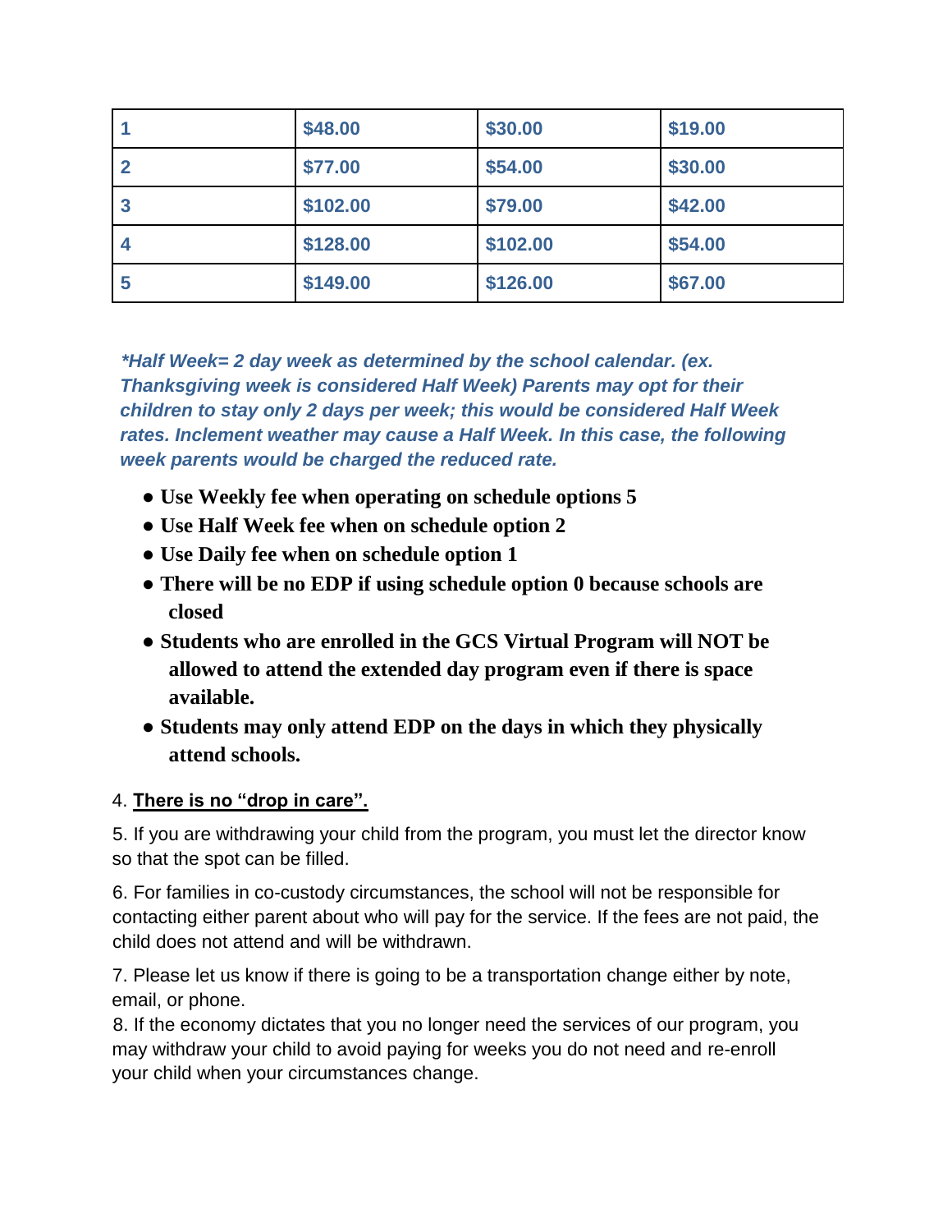| 1 | $48.00 | $30.00 | $19.00 |
|---|---|---|---|
| 2 | $77.00 | $54.00 | $30.00 |
| 3 | $102.00 | $79.00 | $42.00 |
| 4 | $128.00 | $102.00 | $54.00 |
| 5 | $149.00 | $126.00 | $67.00 |

***Half Week= 2 day week as determined by the school calendar. (ex. Thanksgiving week is considered Half Week) Parents may opt for their children to stay only 2 days per week; this would be considered Half Week rates. Inclement weather may cause a Half Week. In this case, the following week parents would be charged the reduced rate.***

- **Use Weekly fee when operating on schedule options 5**
- **Use Half Week fee when on schedule option 2**
- **Use Daily fee when on schedule option 1**
- **There will be no EDP if using schedule option 0 because schools are closed**
- **Students who are enrolled in the GCS Virtual Program will NOT be allowed to attend the extended day program even if there is space available.**
- **Students may only attend EDP on the days in which they physically attend schools.**

4. **There is no "drop in care".**

5. If you are withdrawing your child from the program, you must let the director know so that the spot can be filled.

6. For families in co-custody circumstances, the school will not be responsible for contacting either parent about who will pay for the service. If the fees are not paid, the child does not attend and will be withdrawn.

7. Please let us know if there is going to be a transportation change either by note, email, or phone.

8. If the economy dictates that you no longer need the services of our program, you may withdraw your child to avoid paying for weeks you do not need and re-enroll your child when your circumstances change.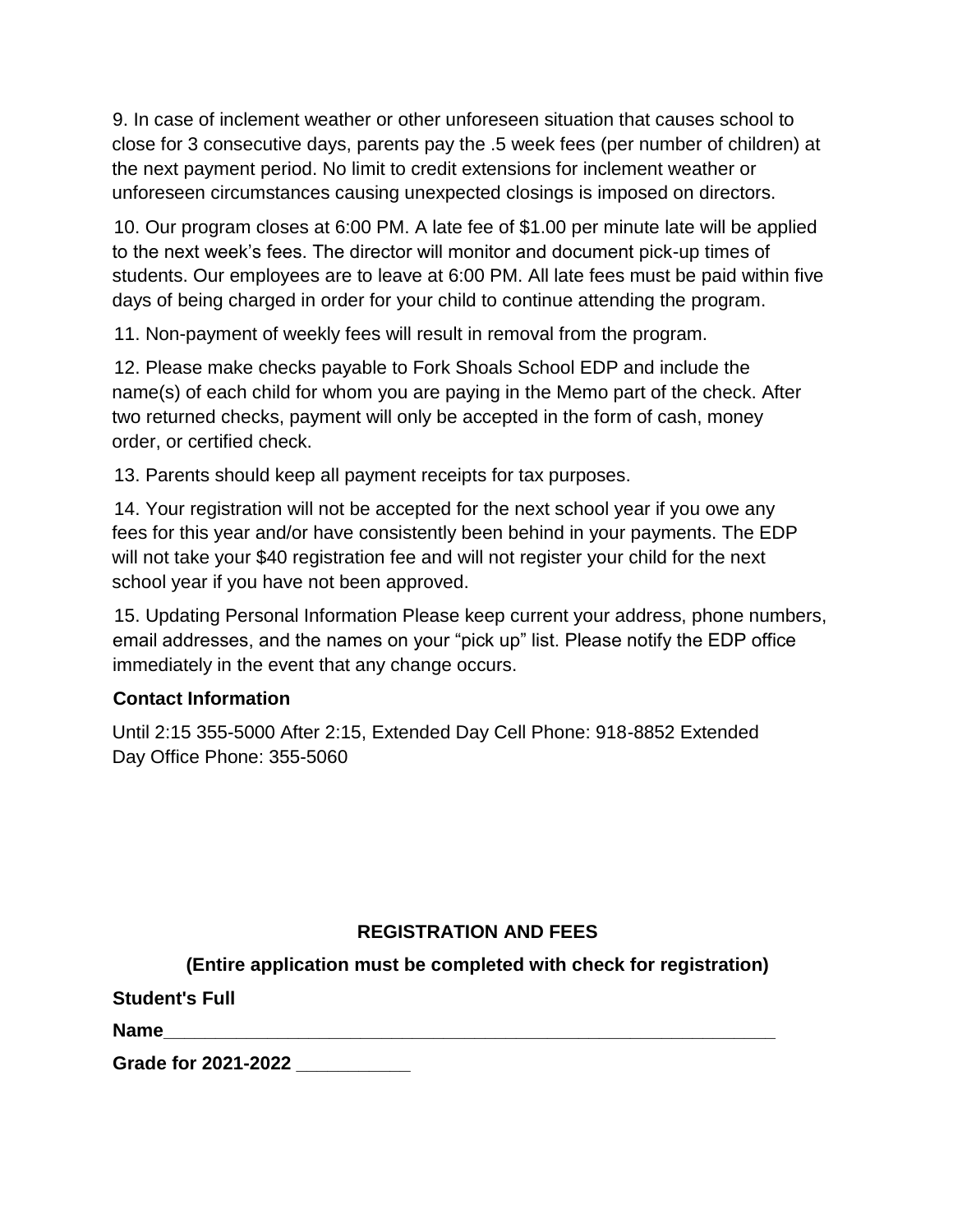9. In case of inclement weather or other unforeseen situation that causes school to close for 3 consecutive days, parents pay the .5 week fees (per number of children) at the next payment period. No limit to credit extensions for inclement weather or unforeseen circumstances causing unexpected closings is imposed on directors.

10. Our program closes at 6:00 PM. A late fee of $1.00 per minute late will be applied to the next week's fees. The director will monitor and document pick-up times of students. Our employees are to leave at 6:00 PM. All late fees must be paid within five days of being charged in order for your child to continue attending the program.

11. Non-payment of weekly fees will result in removal from the program.

12. Please make checks payable to Fork Shoals School EDP and include the name(s) of each child for whom you are paying in the Memo part of the check. After two returned checks, payment will only be accepted in the form of cash, money order, or certified check.

13. Parents should keep all payment receipts for tax purposes.

14. Your registration will not be accepted for the next school year if you owe any fees for this year and/or have consistently been behind in your payments. The EDP will not take your $40 registration fee and will not register your child for the next school year if you have not been approved.

15. Updating Personal Information Please keep current your address, phone numbers, email addresses, and the names on your "pick up" list. Please notify the EDP office immediately in the event that any change occurs.

**Contact Information**

Until 2:15 355-5000 After 2:15, Extended Day Cell Phone: 918-8852 Extended Day Office Phone: 355-5060

**REGISTRATION AND FEES**

**(Entire application must be completed with check for registration)**

**Student's Full Name**_____________________________________________________________

**Grade for 2021-2022** ___________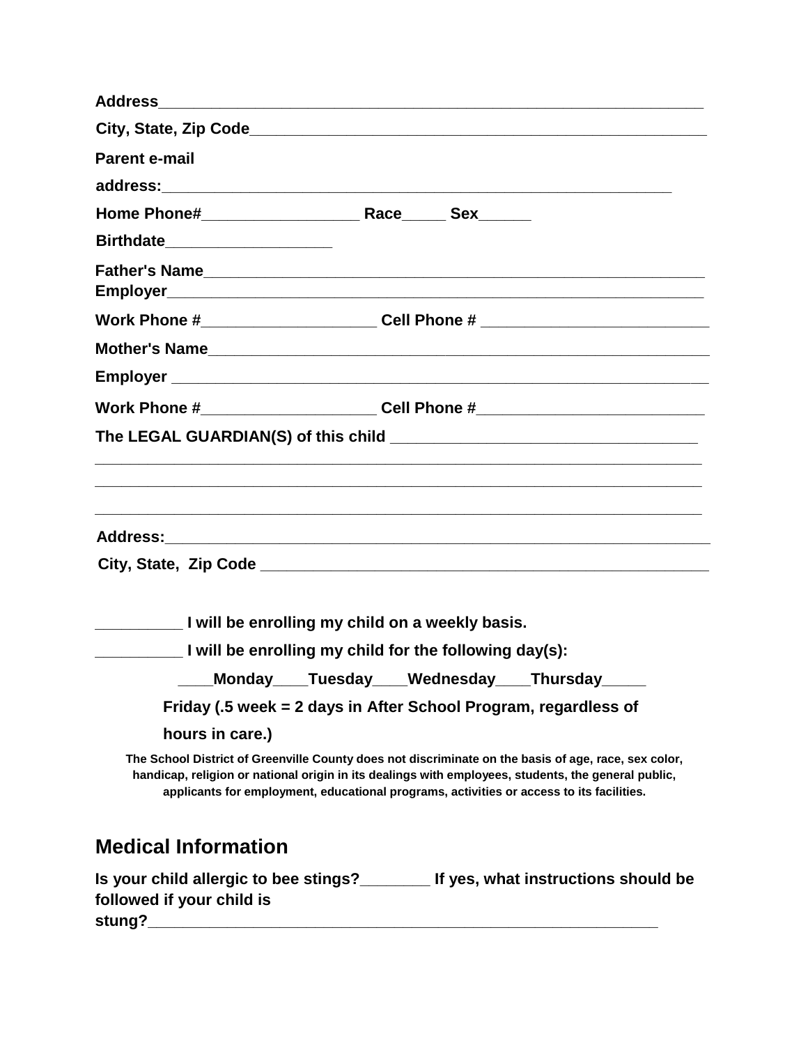**Address**_______________________________________________________________

**City, State, Zip Code**___________________________________________________

**Parent e-mail address:**_________________________________________________________

**Home Phone#**_________________ **Race**_____ **Sex**______

**Birthdate**__________________

**Father's Name**__________________________________________________________

**Employer**______________________________________________________________

**Work Phone #**___________________ **Cell Phone #** _________________________

**Mother's Name**__________________________________________________________

**Employer** ______________________________________________________________

**Work Phone #**___________________ **Cell Phone #**_________________________

**The LEGAL GUARDIAN(S) of this child** __________________________________

_____________________________________________________________________

_____________________________________________________________________

_____________________________________________________________________

**Address:**_______________________________________________________________

**City, State, Zip Code** ____________________________________________________

**_________ I will be enrolling my child on a weekly basis.**

**_________ I will be enrolling my child for the following day(s):**

**____Monday____Tuesday____Wednesday____Thursday_____ Friday (.5 week = 2 days in After School Program, regardless of hours in care.)**

**The School District of Greenville County does not discriminate on the basis of age, race, sex color, handicap, religion or national origin in its dealings with employees, students, the general public, applicants for employment, educational programs, activities or access to its facilities.**

## Medical Information

**Is your child allergic to bee stings?________ If yes, what instructions should be followed if your child is stung?**__________________________________________________________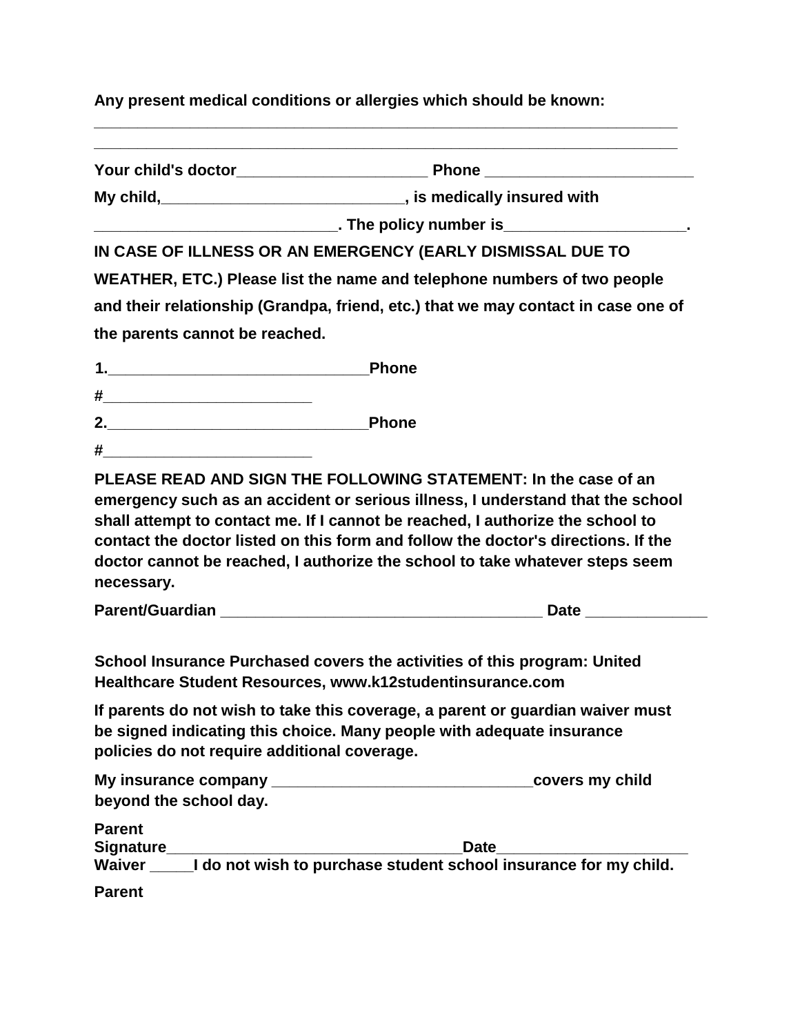**Any present medical conditions or allergies which should be known:**

**______________________________________________________________________**

**______________________________________________________________________**

**Your child's doctor______________________ Phone ________________________**

**My child,____________________________, is medically insured with**

**____________________________. The policy number is_____________________.**

**IN CASE OF ILLNESS OR AN EMERGENCY (EARLY DISMISSAL DUE TO WEATHER, ETC.) Please list the name and telephone numbers of two people and their relationship (Grandpa, friend, etc.) that we may contact in case one of the parents cannot be reached.**

**1.______________________________Phone**

**#_________________________**

**2.______________________________Phone**

**#_________________________**

**PLEASE READ AND SIGN THE FOLLOWING STATEMENT: In the case of an emergency such as an accident or serious illness, I understand that the school shall attempt to contact me. If I cannot be reached, I authorize the school to contact the doctor listed on this form and follow the doctor's directions. If the doctor cannot be reached, I authorize the school to take whatever steps seem necessary.**

**Parent/Guardian _____________________________________ Date ______________**

**School Insurance Purchased covers the activities of this program: United Healthcare Student Resources, www.k12studentinsurance.com**

**If parents do not wish to take this coverage, a parent or guardian waiver must be signed indicating this choice. Many people with adequate insurance policies do not require additional coverage.**

**My insurance company ______________________________covers my child beyond the school day.**

**Parent Signature__________________________________Date______________________**

**Waiver _____I do not wish to purchase student school insurance for my child.**

**Parent**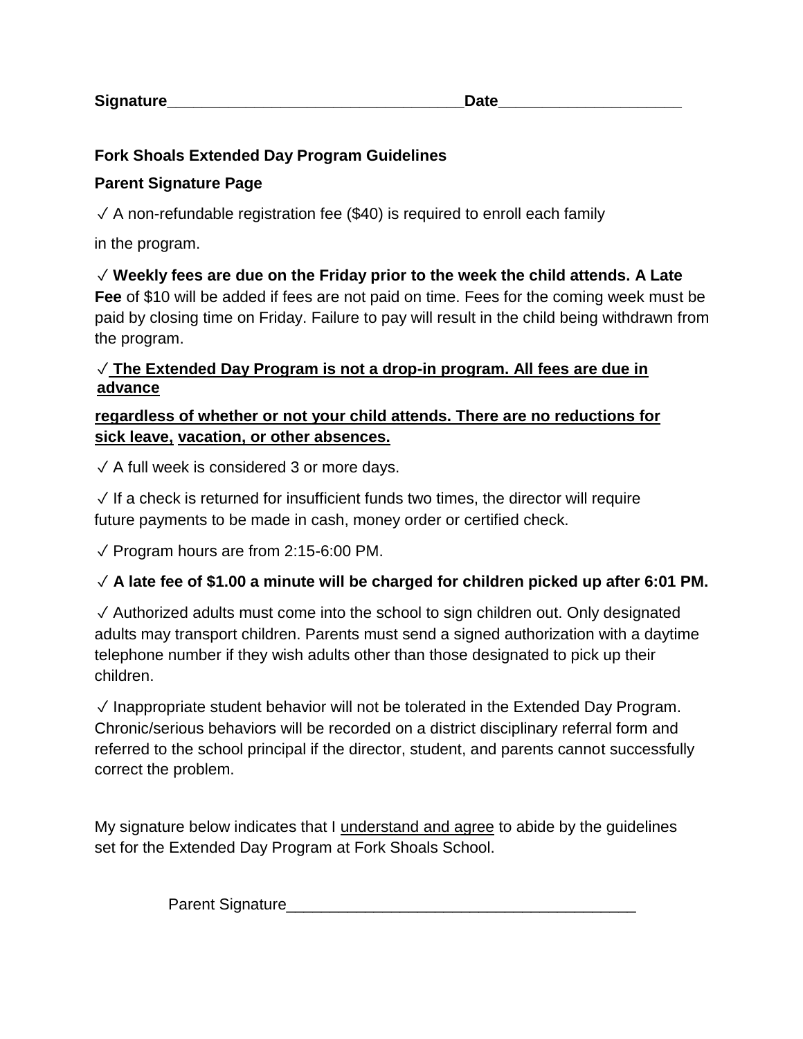**Signature**\_\_\_\_\_\_\_\_\_\_\_\_\_\_\_\_\_\_\_\_\_\_\_\_\_\_\_\_\_\_\_\_\_\_\_**Date**\_\_\_\_\_\_\_\_\_\_\_\_\_\_\_\_\_\_\_\_\_

**Fork Shoals Extended Day Program Guidelines**

**Parent Signature Page**

✓ A non-refundable registration fee ($40) is required to enroll each family in the program.

✓ **Weekly fees are due on the Friday prior to the week the child attends. A Late Fee** of $10 will be added if fees are not paid on time. Fees for the coming week must be paid by closing time on Friday. Failure to pay will result in the child being withdrawn from the program.

✓ <u>**The Extended Day Program is not a drop-in program. All fees are due in advance regardless of whether or not your child attends. There are no reductions for sick leave, vacation, or other absences.**</u>

✓ A full week is considered 3 or more days.

✓ If a check is returned for insufficient funds two times, the director will require future payments to be made in cash, money order or certified check.

✓ Program hours are from 2:15-6:00 PM.

✓ **A late fee of $1.00 a minute will be charged for children picked up after 6:01 PM.**

✓ Authorized adults must come into the school to sign children out. Only designated adults may transport children. Parents must send a signed authorization with a daytime telephone number if they wish adults other than those designated to pick up their children.

✓ Inappropriate student behavior will not be tolerated in the Extended Day Program. Chronic/serious behaviors will be recorded on a district disciplinary referral form and referred to the school principal if the director, student, and parents cannot successfully correct the problem.

My signature below indicates that I <u>understand and agree</u> to abide by the guidelines set for the Extended Day Program at Fork Shoals School.

Parent Signature\_\_\_\_\_\_\_\_\_\_\_\_\_\_\_\_\_\_\_\_\_\_\_\_\_\_\_\_\_\_\_\_\_\_\_\_\_\_\_\_\_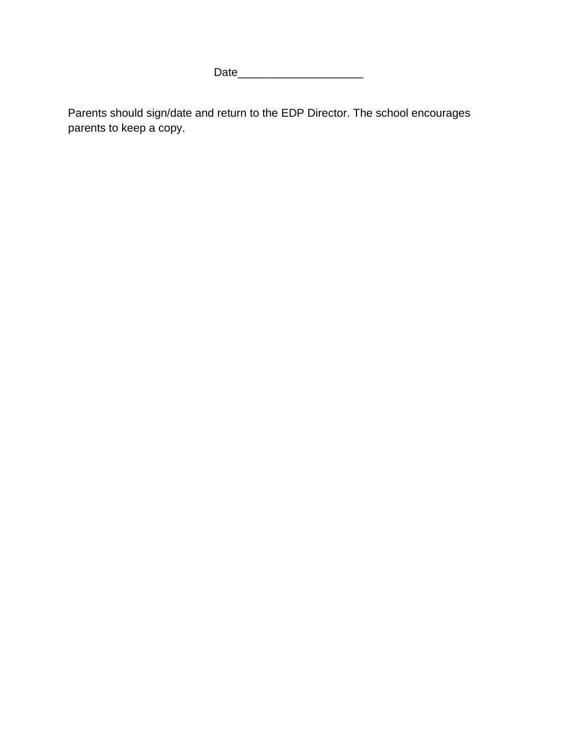Date____________________

Parents should sign/date and return to the EDP Director. The school encourages parents to keep a copy.